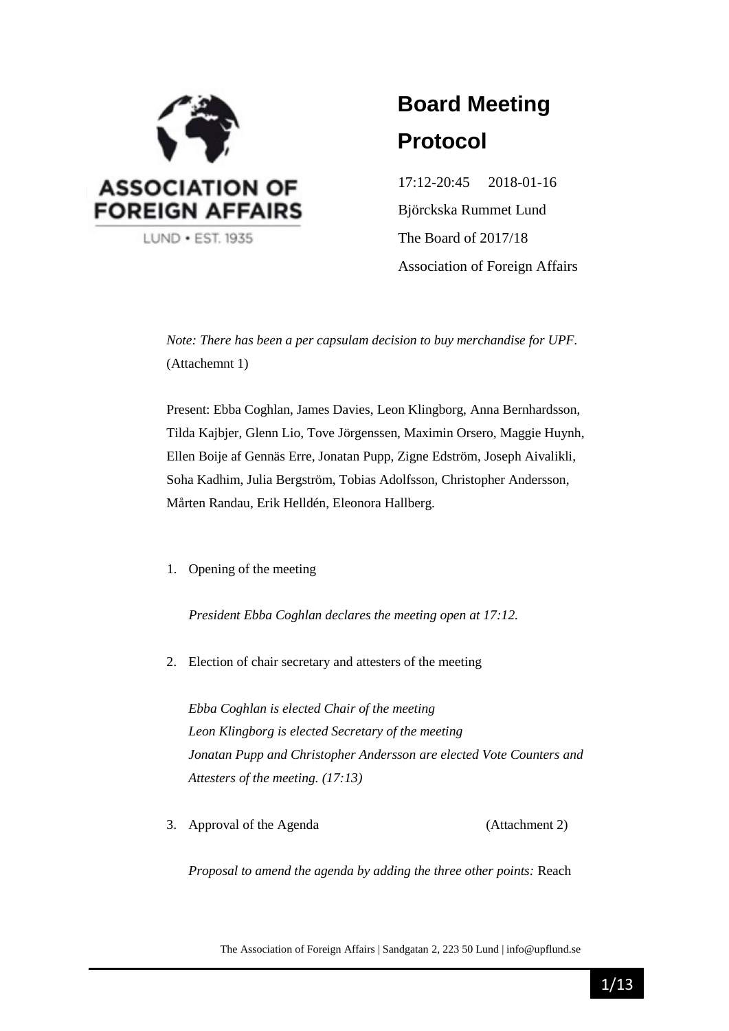ASSOCIATION OF FOREIGN AFFAIRS

LUND • EST. 1935

# Board Meeting Protocol

17:12-20:45 2018-01-16

Björckska Rummet Lund

The Board of 2017/18

Association of Foreign Affairs

*Note: There has been a per capsulam decision to buy merchandise for UPF.* (Attachemnt 1)

Present: Ebba Coghlan, James Davies, Leon Klingborg, Anna Bernhardsson, Tilda Kajbjer, Glenn Lio, Tove Jörgenssen, Maximin Orsero, Maggie Huynh, Ellen Boije af Gennäs Erre, Jonatan Pupp, Zigne Edström, Joseph Aivalikli, Soha Kadhim, Julia Bergström, Tobias Adolfsson, Christopher Andersson, Mårten Randau, Erik Helldén, Eleonora Hallberg.

1. Opening of the meeting

   *President Ebba Coghlan declares the meeting open at 17:12.*

2. Election of chair secretary and attesters of the meeting

   *Ebba Coghlan is elected Chair of the meeting*
   *Leon Klingborg is elected Secretary of the meeting*
   *Jonatan Pupp and Christopher Andersson are elected Vote Counters and Attesters of the meeting. (17:13)*

3. Approval of the Agenda (Attachment 2)

   *Proposal to amend the agenda by adding the three other points:* Reach

The Association of Foreign Affairs | Sandgatan 2, 223 50 Lund | info@upflund.se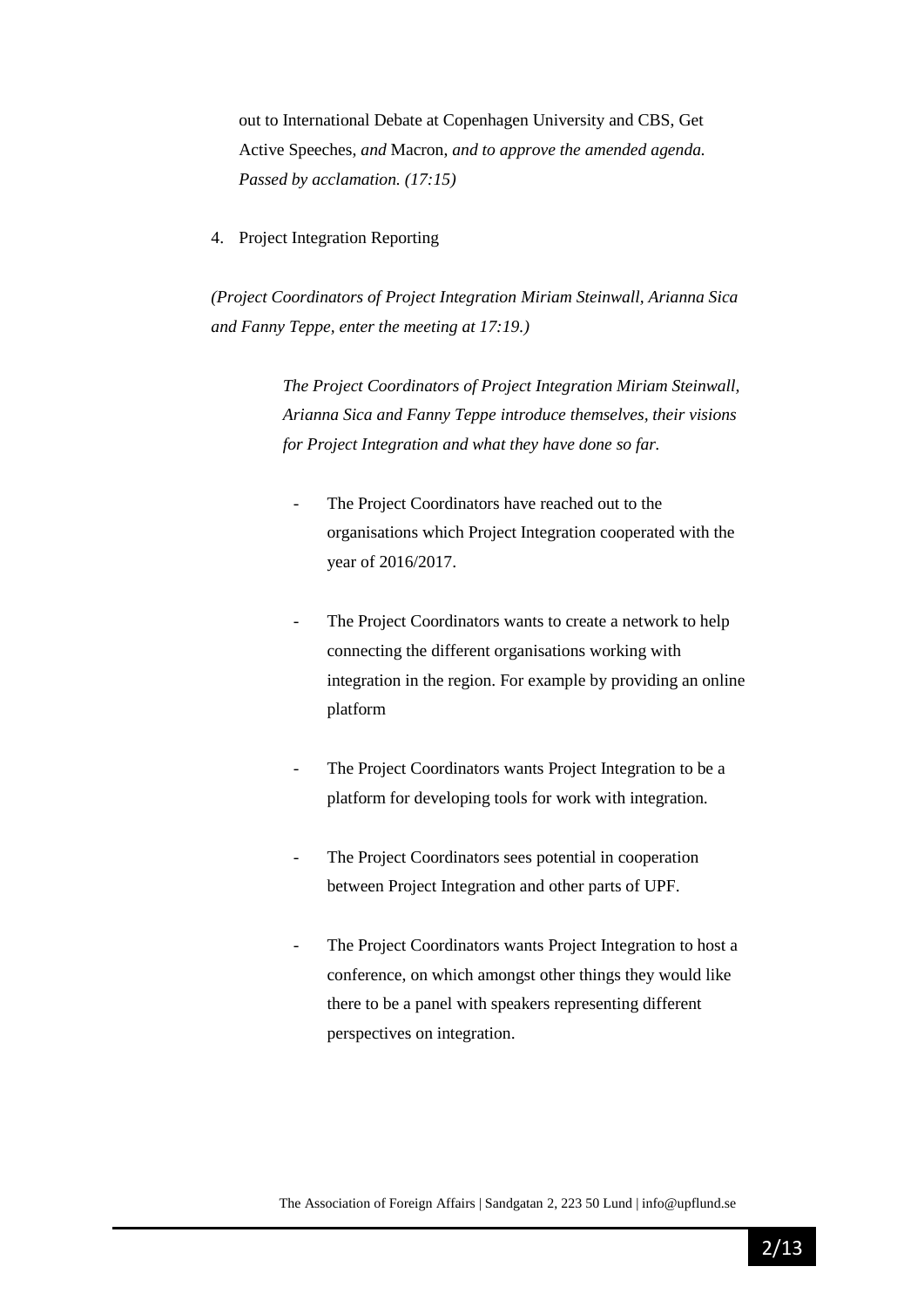out to International Debate at Copenhagen University and CBS, Get Active Speeches, *and* Macron, *and to approve the amended agenda. Passed by acclamation. (17:15)*

4. Project Integration Reporting

*(Project Coordinators of Project Integration Miriam Steinwall, Arianna Sica and Fanny Teppe, enter the meeting at 17:19.)*

> *The Project Coordinators of Project Integration Miriam Steinwall, Arianna Sica and Fanny Teppe introduce themselves, their visions for Project Integration and what they have done so far.*
>
> - The Project Coordinators have reached out to the organisations which Project Integration cooperated with the year of 2016/2017.
> - The Project Coordinators wants to create a network to help connecting the different organisations working with integration in the region. For example by providing an online platform
> - The Project Coordinators wants Project Integration to be a platform for developing tools for work with integration.
> - The Project Coordinators sees potential in cooperation between Project Integration and other parts of UPF.
> - The Project Coordinators wants Project Integration to host a conference, on which amongst other things they would like there to be a panel with speakers representing different perspectives on integration.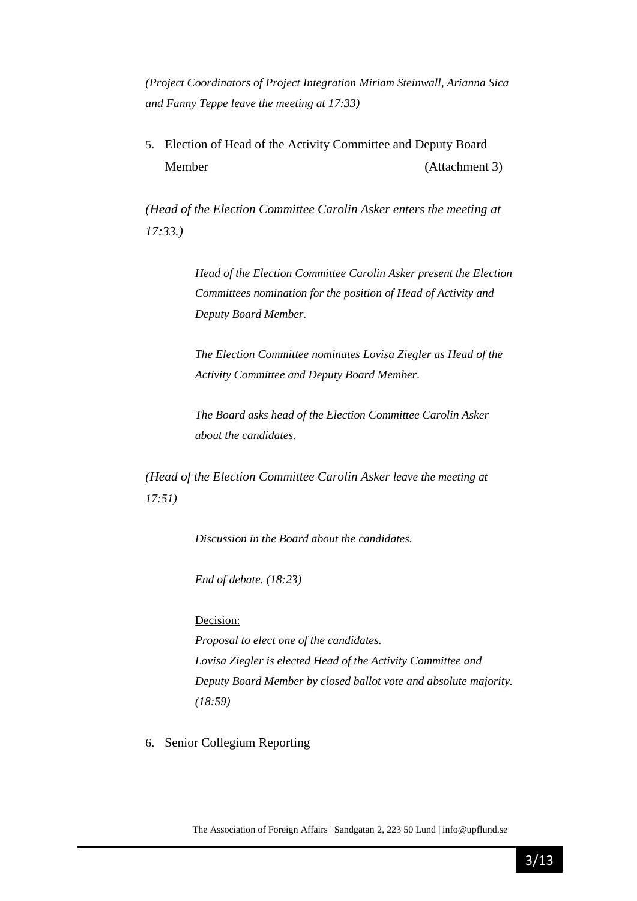*(Project Coordinators of Project Integration Miriam Steinwall, Arianna Sica and Fanny Teppe leave the meeting at 17:33)*

5. Election of Head of the Activity Committee and Deputy Board Member (Attachment 3)

*(Head of the Election Committee Carolin Asker enters the meeting at 17:33.)*

*Head of the Election Committee Carolin Asker present the Election Committees nomination for the position of Head of Activity and Deputy Board Member.*

*The Election Committee nominates Lovisa Ziegler as Head of the Activity Committee and Deputy Board Member.*

*The Board asks head of the Election Committee Carolin Asker about the candidates.*

*(Head of the Election Committee Carolin Asker leave the meeting at 17:51)*

*Discussion in the Board about the candidates.*

*End of debate. (18:23)*

Decision:
*Proposal to elect one of the candidates.*
*Lovisa Ziegler is elected Head of the Activity Committee and Deputy Board Member by closed ballot vote and absolute majority. (18:59)*

6. Senior Collegium Reporting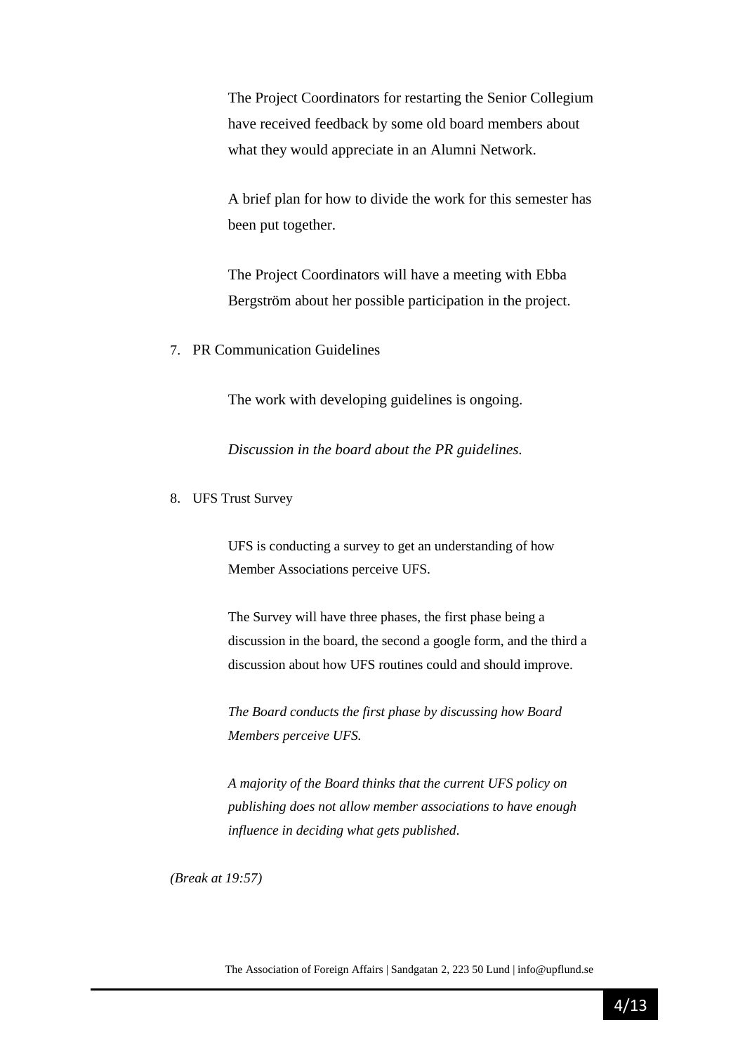The Project Coordinators for restarting the Senior Collegium have received feedback by some old board members about what they would appreciate in an Alumni Network.

A brief plan for how to divide the work for this semester has been put together.

The Project Coordinators will have a meeting with Ebba Bergström about her possible participation in the project.

7. PR Communication Guidelines

The work with developing guidelines is ongoing.

*Discussion in the board about the PR guidelines.*

8. UFS Trust Survey

UFS is conducting a survey to get an understanding of how Member Associations perceive UFS.

The Survey will have three phases, the first phase being a discussion in the board, the second a google form, and the third a discussion about how UFS routines could and should improve.

*The Board conducts the first phase by discussing how Board Members perceive UFS.*

*A majority of the Board thinks that the current UFS policy on publishing does not allow member associations to have enough influence in deciding what gets published.*

*(Break at 19:57)*

The Association of Foreign Affairs | Sandgatan 2, 223 50 Lund | info@upflund.se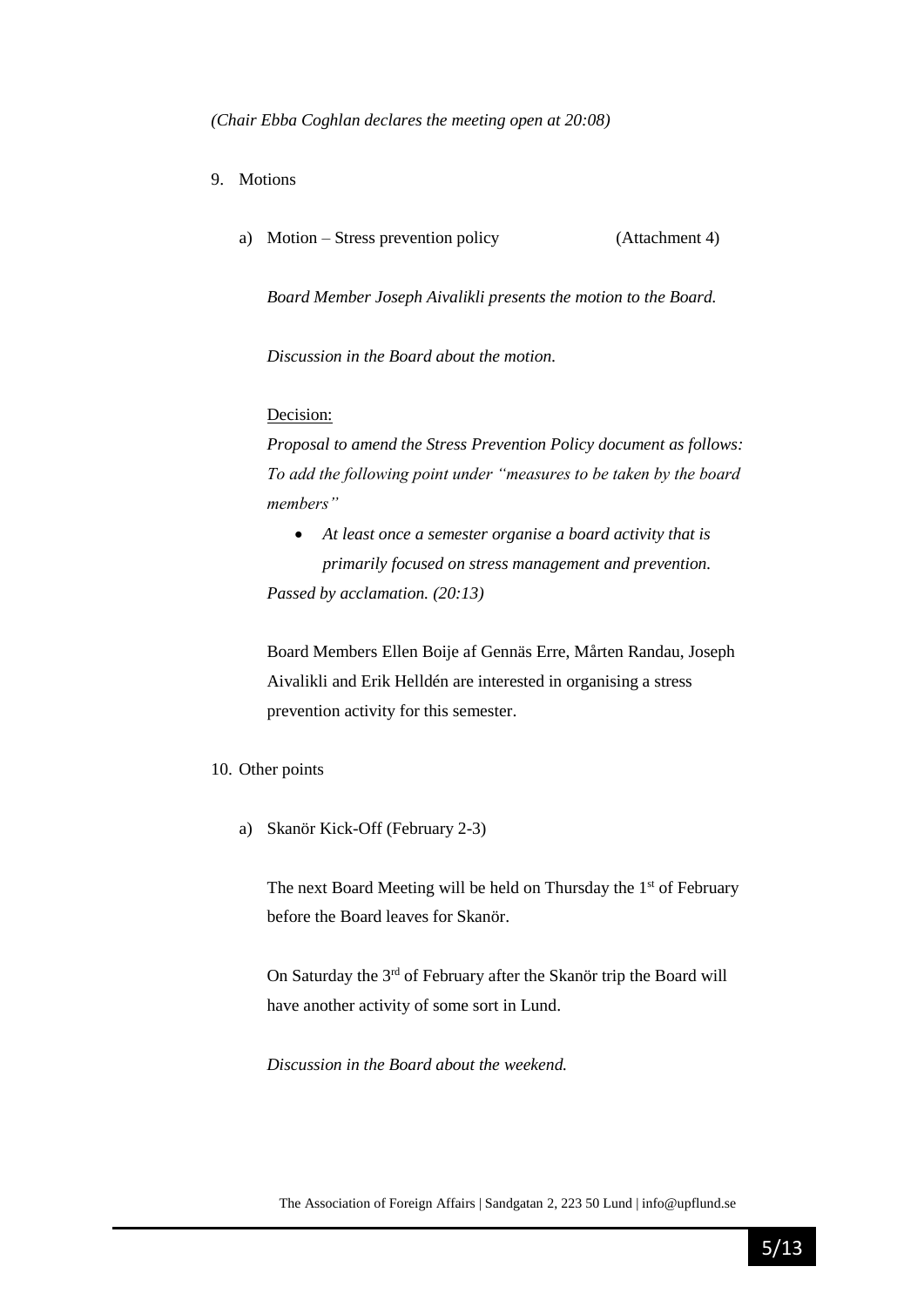*(Chair Ebba Coghlan declares the meeting open at 20:08)*

9. Motions

   a) Motion – Stress prevention policy (Attachment 4)

      *Board Member Joseph Aivalikli presents the motion to the Board.*

      *Discussion in the Board about the motion.*

      Decision:
      *Proposal to amend the Stress Prevention Policy document as follows: To add the following point under "measures to be taken by the board members"*

      - *At least once a semester organise a board activity that is primarily focused on stress management and prevention.*

      *Passed by acclamation. (20:13)*

      Board Members Ellen Boije af Gennäs Erre, Mårten Randau, Joseph Aivalikli and Erik Helldén are interested in organising a stress prevention activity for this semester.

10. Other points

    a) Skanör Kick-Off (February 2-3)

       The next Board Meeting will be held on Thursday the 1st of February before the Board leaves for Skanör.

       On Saturday the 3rd of February after the Skanör trip the Board will have another activity of some sort in Lund.

       *Discussion in the Board about the weekend.*

The Association of Foreign Affairs | Sandgatan 2, 223 50 Lund | info@upflund.se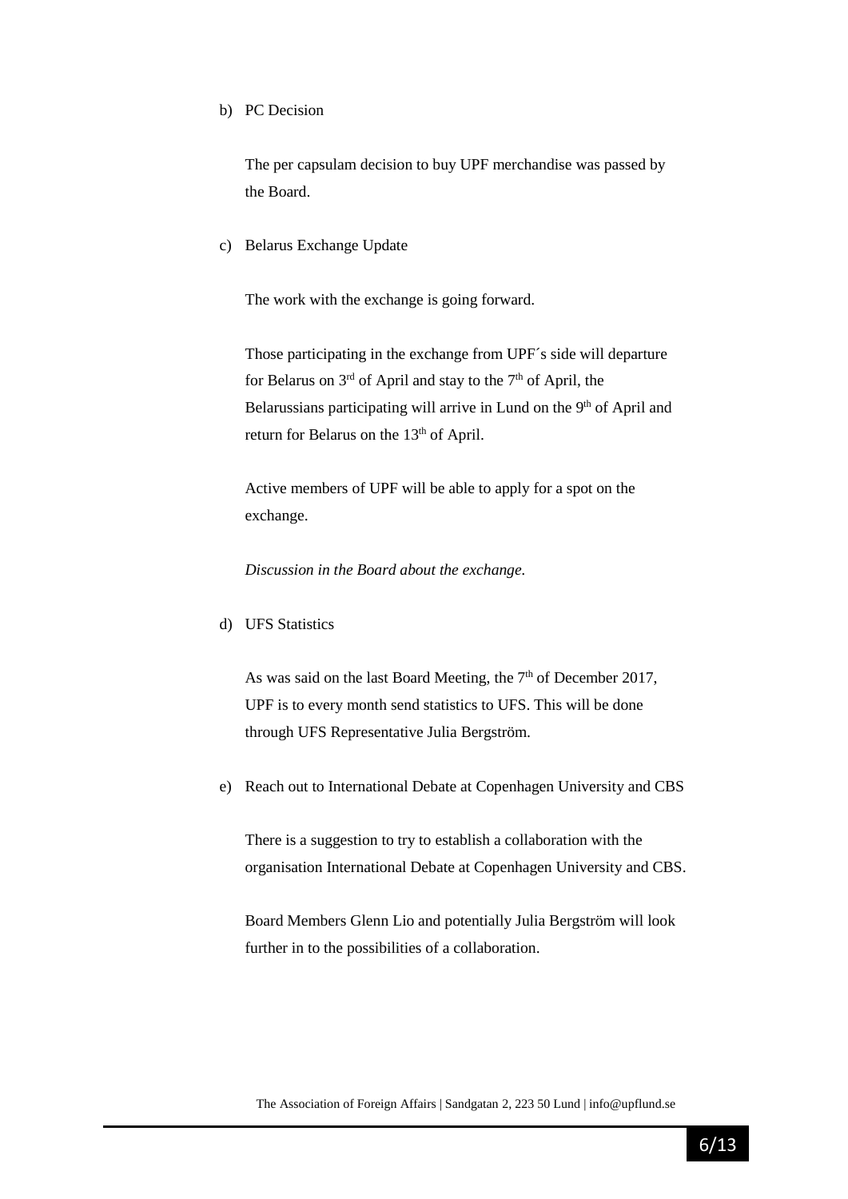b) PC Decision

   The per capsulam decision to buy UPF merchandise was passed by the Board.

c) Belarus Exchange Update

   The work with the exchange is going forward.

   Those participating in the exchange from UPF´s side will departure for Belarus on 3rd of April and stay to the 7th of April, the Belarussians participating will arrive in Lund on the 9th of April and return for Belarus on the 13th of April.

   Active members of UPF will be able to apply for a spot on the exchange.

   *Discussion in the Board about the exchange.*

d) UFS Statistics

   As was said on the last Board Meeting, the 7th of December 2017, UPF is to every month send statistics to UFS. This will be done through UFS Representative Julia Bergström.

e) Reach out to International Debate at Copenhagen University and CBS

   There is a suggestion to try to establish a collaboration with the organisation International Debate at Copenhagen University and CBS.

   Board Members Glenn Lio and potentially Julia Bergström will look further in to the possibilities of a collaboration.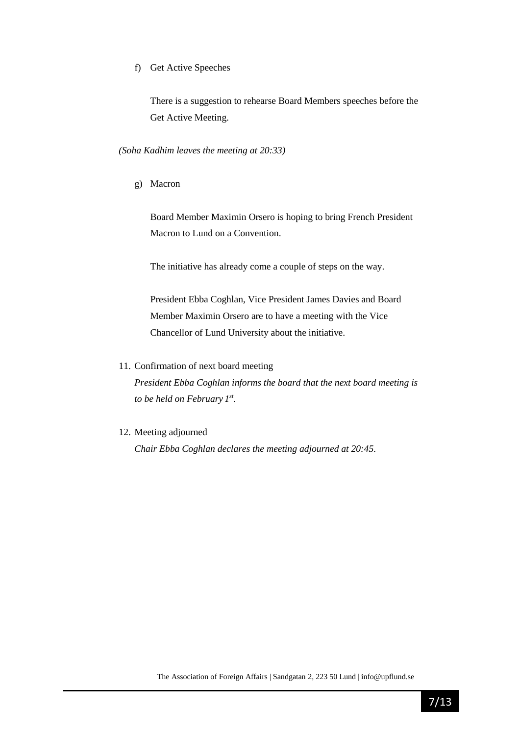f) Get Active Speeches

   There is a suggestion to rehearse Board Members speeches before the Get Active Meeting.

*(Soha Kadhim leaves the meeting at 20:33)*

g) Macron

   Board Member Maximin Orsero is hoping to bring French President Macron to Lund on a Convention.

   The initiative has already come a couple of steps on the way.

   President Ebba Coghlan, Vice President James Davies and Board Member Maximin Orsero are to have a meeting with the Vice Chancellor of Lund University about the initiative.

11. Confirmation of next board meeting

    *President Ebba Coghlan informs the board that the next board meeting is to be held on February 1st.*

12. Meeting adjourned

    *Chair Ebba Coghlan declares the meeting adjourned at 20:45.*

The Association of Foreign Affairs | Sandgatan 2, 223 50 Lund | info@upflund.se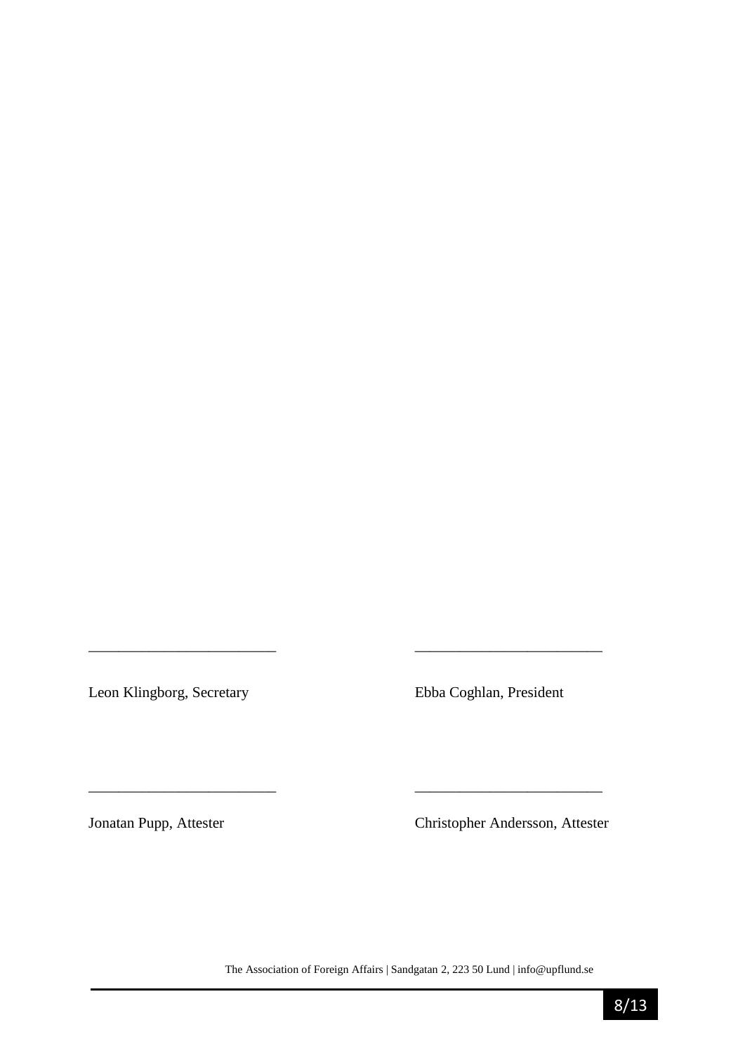_________________________ _________________________

Leon Klingborg, Secretary Ebba Coghlan, President

_________________________ _________________________

Jonatan Pupp, Attester Christopher Andersson, Attester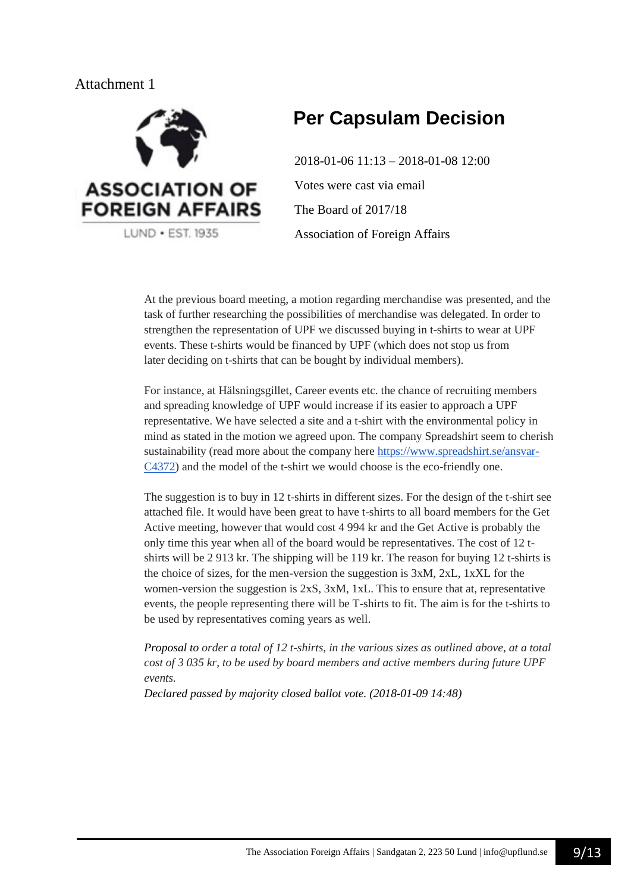Attachment 1

ASSOCIATION OF FOREIGN AFFAIRS

LUND • EST. 1935

# Per Capsulam Decision

2018-01-06 11:13 – 2018-01-08 12:00

Votes were cast via email

The Board of 2017/18

Association of Foreign Affairs

At the previous board meeting, a motion regarding merchandise was presented, and the task of further researching the possibilities of merchandise was delegated. In order to strengthen the representation of UPF we discussed buying in t-shirts to wear at UPF events. These t-shirts would be financed by UPF (which does not stop us from later deciding on t-shirts that can be bought by individual members).

For instance, at Hälsningsgillet, Career events etc. the chance of recruiting members and spreading knowledge of UPF would increase if its easier to approach a UPF representative. We have selected a site and a t-shirt with the environmental policy in mind as stated in the motion we agreed upon. The company Spreadshirt seem to cherish sustainability (read more about the company here [https://www.spreadshirt.se/ansvar-C4372](https://www.spreadshirt.se/ansvar-C4372)) and the model of the t-shirt we would choose is the eco-friendly one.

The suggestion is to buy in 12 t-shirts in different sizes. For the design of the t-shirt see attached file. It would have been great to have t-shirts to all board members for the Get Active meeting, however that would cost 4 994 kr and the Get Active is probably the only time this year when all of the board would be representatives. The cost of 12 t-shirts will be 2 913 kr. The shipping will be 119 kr. The reason for buying 12 t-shirts is the choice of sizes, for the men-version the suggestion is 3xM, 2xL, 1xXL for the women-version the suggestion is 2xS, 3xM, 1xL. This to ensure that at, representative events, the people representing there will be T-shirts to fit. The aim is for the t-shirts to be used by representatives coming years as well.

*Proposal to order a total of 12 t-shirts, in the various sizes as outlined above, at a total cost of 3 035 kr, to be used by board members and active members during future UPF events.*
*Declared passed by majority closed ballot vote. (2018-01-09 14:48)*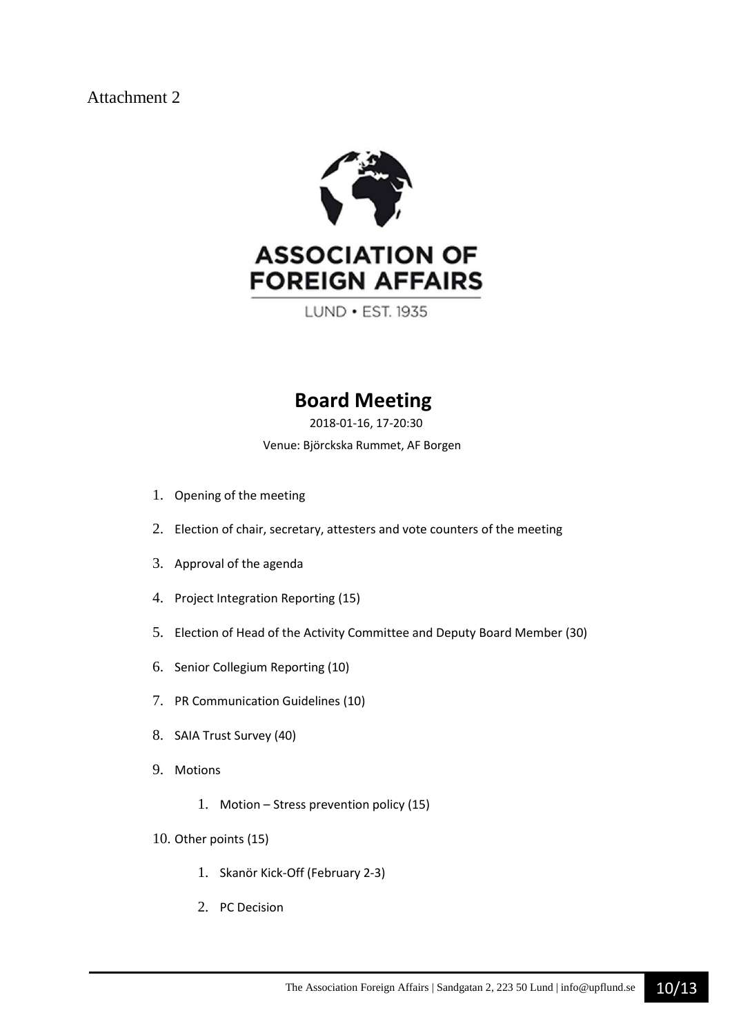Attachment 2

ASSOCIATION OF FOREIGN AFFAIRS

LUND • EST. 1935

# Board Meeting

2018-01-16, 17-20:30

Venue: Björckska Rummet, AF Borgen

1. Opening of the meeting
2. Election of chair, secretary, attesters and vote counters of the meeting
3. Approval of the agenda
4. Project Integration Reporting (15)
5. Election of Head of the Activity Committee and Deputy Board Member (30)
6. Senior Collegium Reporting (10)
7. PR Communication Guidelines (10)
8. SAIA Trust Survey (40)
9. Motions
    1. Motion – Stress prevention policy (15)
10. Other points (15)
    1. Skanör Kick-Off (February 2-3)
    2. PC Decision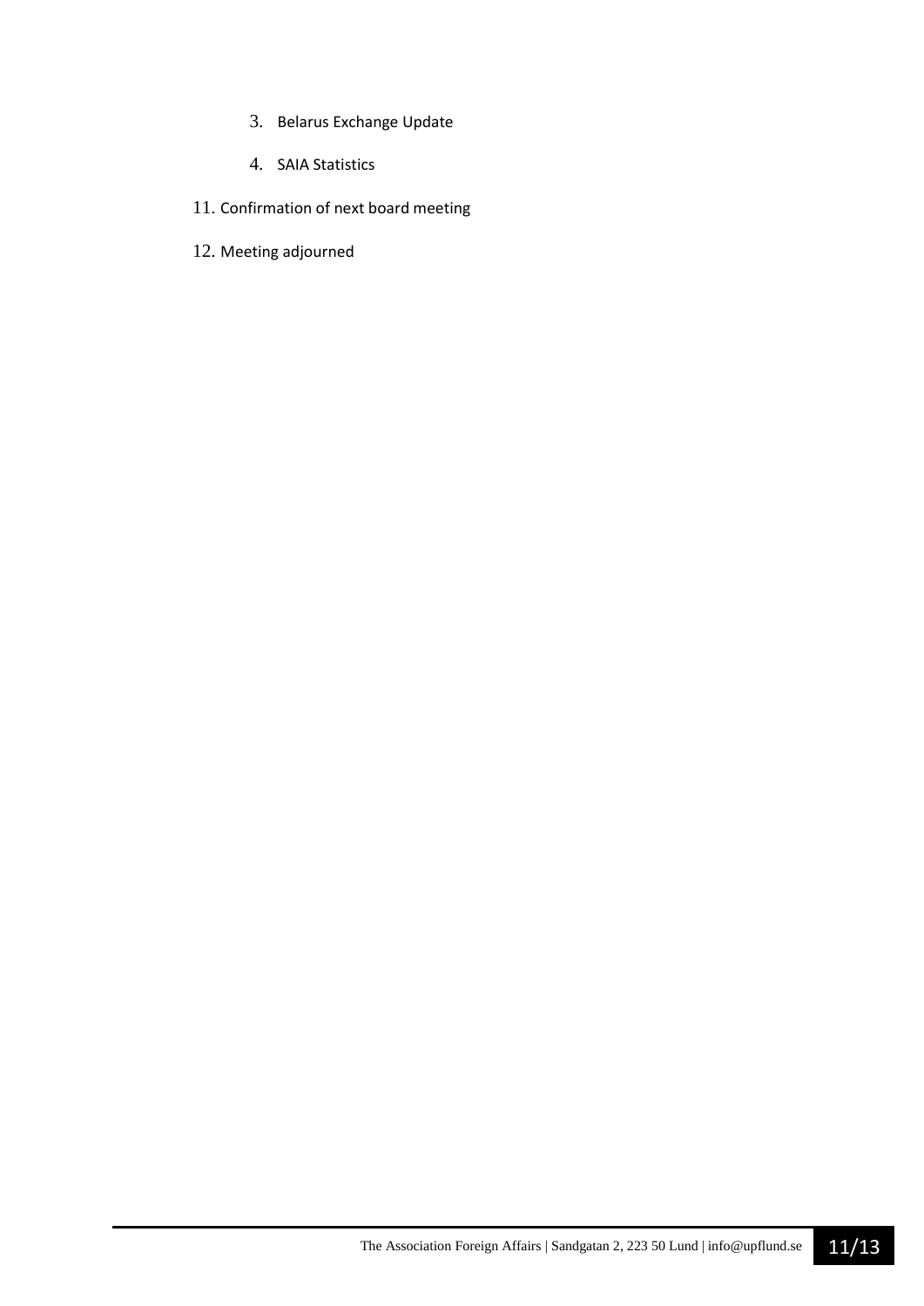3. Belarus Exchange Update

   4. SAIA Statistics

11. Confirmation of next board meeting

12. Meeting adjourned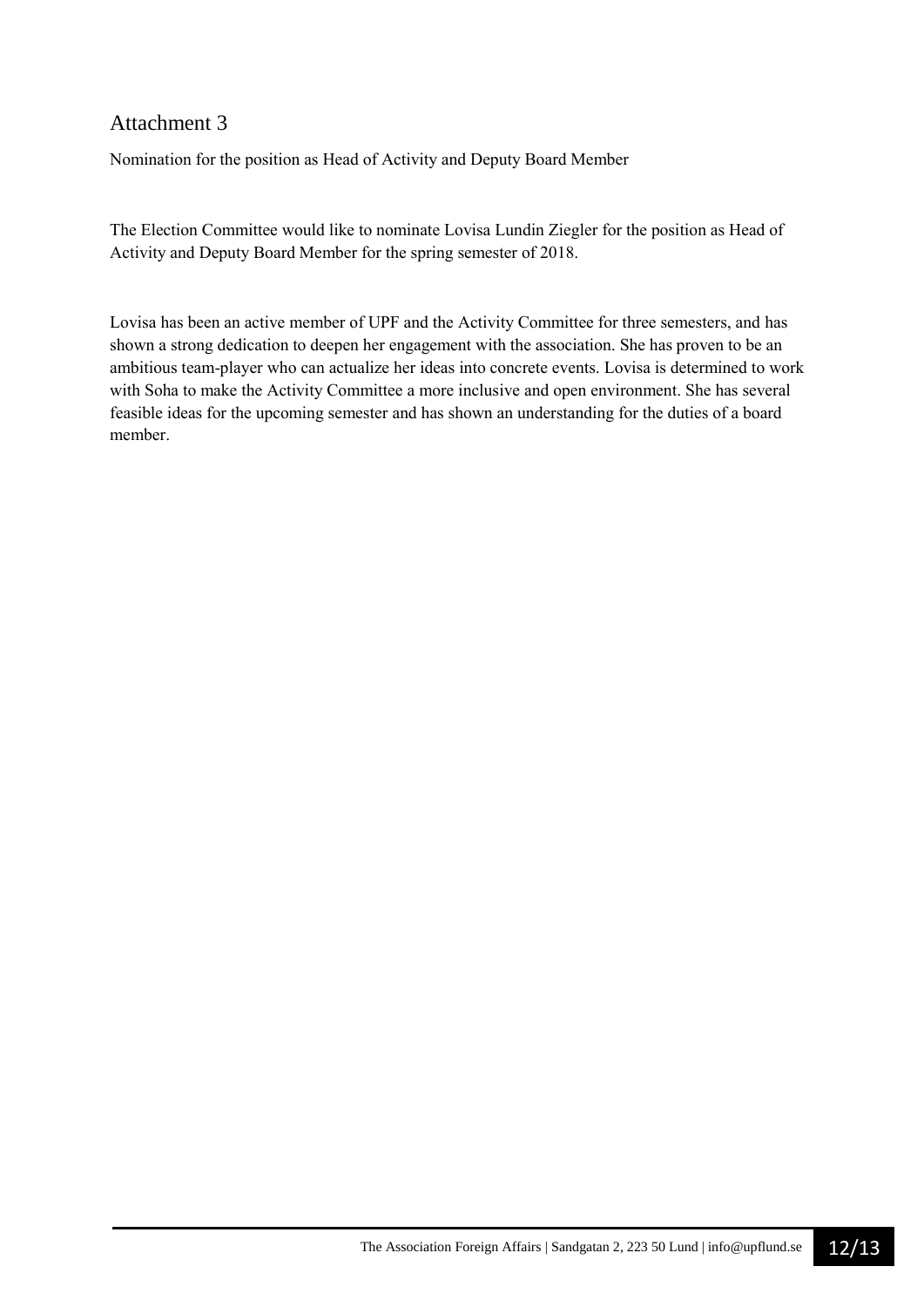# Attachment 3

Nomination for the position as Head of Activity and Deputy Board Member

The Election Committee would like to nominate Lovisa Lundin Ziegler for the position as Head of Activity and Deputy Board Member for the spring semester of 2018.

Lovisa has been an active member of UPF and the Activity Committee for three semesters, and has shown a strong dedication to deepen her engagement with the association. She has proven to be an ambitious team-player who can actualize her ideas into concrete events. Lovisa is determined to work with Soha to make the Activity Committee a more inclusive and open environment. She has several feasible ideas for the upcoming semester and has shown an understanding for the duties of a board member.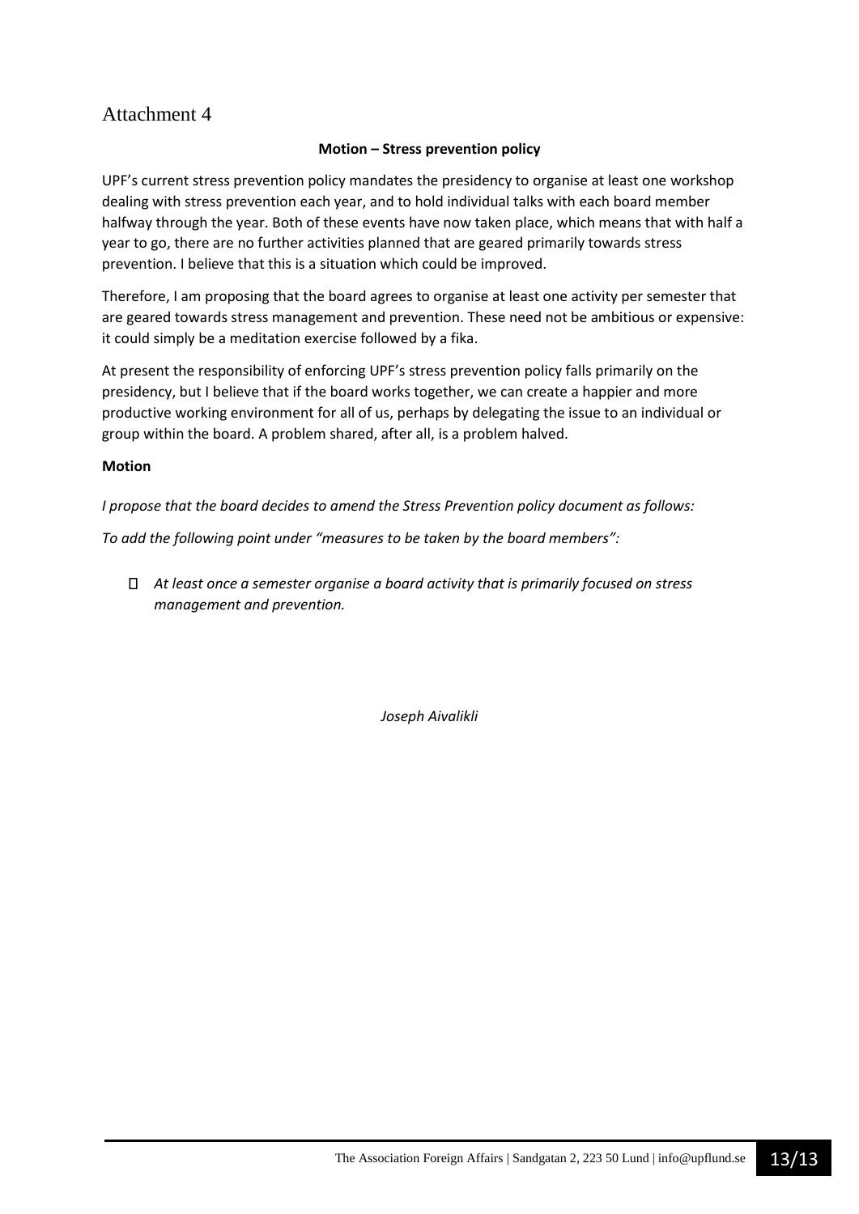# Attachment 4

**Motion – Stress prevention policy**

UPF's current stress prevention policy mandates the presidency to organise at least one workshop dealing with stress prevention each year, and to hold individual talks with each board member halfway through the year. Both of these events have now taken place, which means that with half a year to go, there are no further activities planned that are geared primarily towards stress prevention. I believe that this is a situation which could be improved.

Therefore, I am proposing that the board agrees to organise at least one activity per semester that are geared towards stress management and prevention. These need not be ambitious or expensive: it could simply be a meditation exercise followed by a fika.

At present the responsibility of enforcing UPF's stress prevention policy falls primarily on the presidency, but I believe that if the board works together, we can create a happier and more productive working environment for all of us, perhaps by delegating the issue to an individual or group within the board. A problem shared, after all, is a problem halved.

**Motion**

*I propose that the board decides to amend the Stress Prevention policy document as follows:*

*To add the following point under "measures to be taken by the board members":*

- *At least once a semester organise a board activity that is primarily focused on stress management and prevention.*

*Joseph Aivalikli*